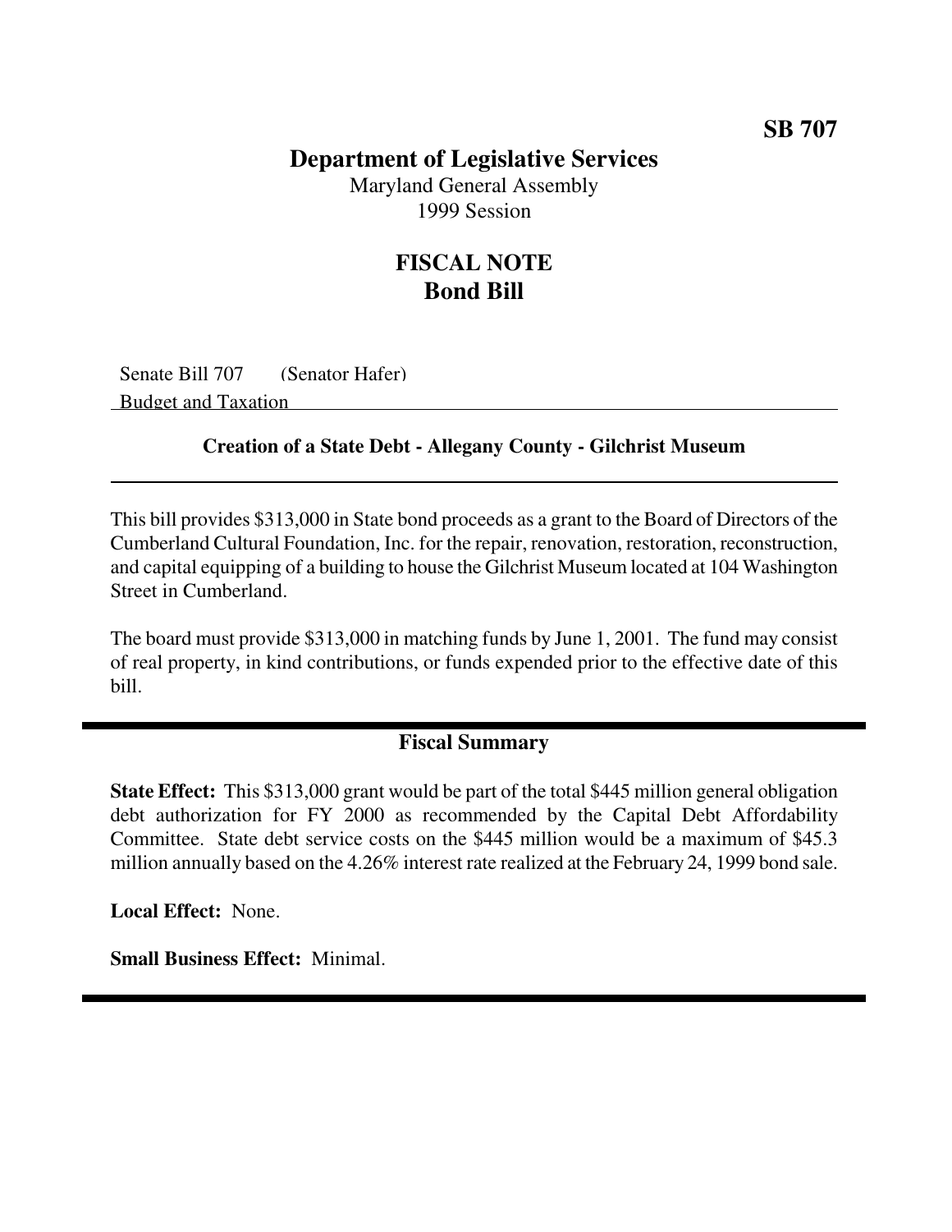SB 707

# Department of Legislative Services

Maryland General Assembly
1999 Session

## FISCAL NOTE
## Bond Bill

Senate Bill 707 (Senator Hafer)
Budget and Taxation

### Creation of a State Debt - Allegany County - Gilchrist Museum

This bill provides $313,000 in State bond proceeds as a grant to the Board of Directors of the Cumberland Cultural Foundation, Inc. for the repair, renovation, restoration, reconstruction, and capital equipping of a building to house the Gilchrist Museum located at 104 Washington Street in Cumberland.

The board must provide $313,000 in matching funds by June 1, 2001. The fund may consist of real property, in kind contributions, or funds expended prior to the effective date of this bill.

### Fiscal Summary

**State Effect:** This $313,000 grant would be part of the total $445 million general obligation debt authorization for FY 2000 as recommended by the Capital Debt Affordability Committee. State debt service costs on the $445 million would be a maximum of $45.3 million annually based on the 4.26% interest rate realized at the February 24, 1999 bond sale.

**Local Effect:** None.

**Small Business Effect:** Minimal.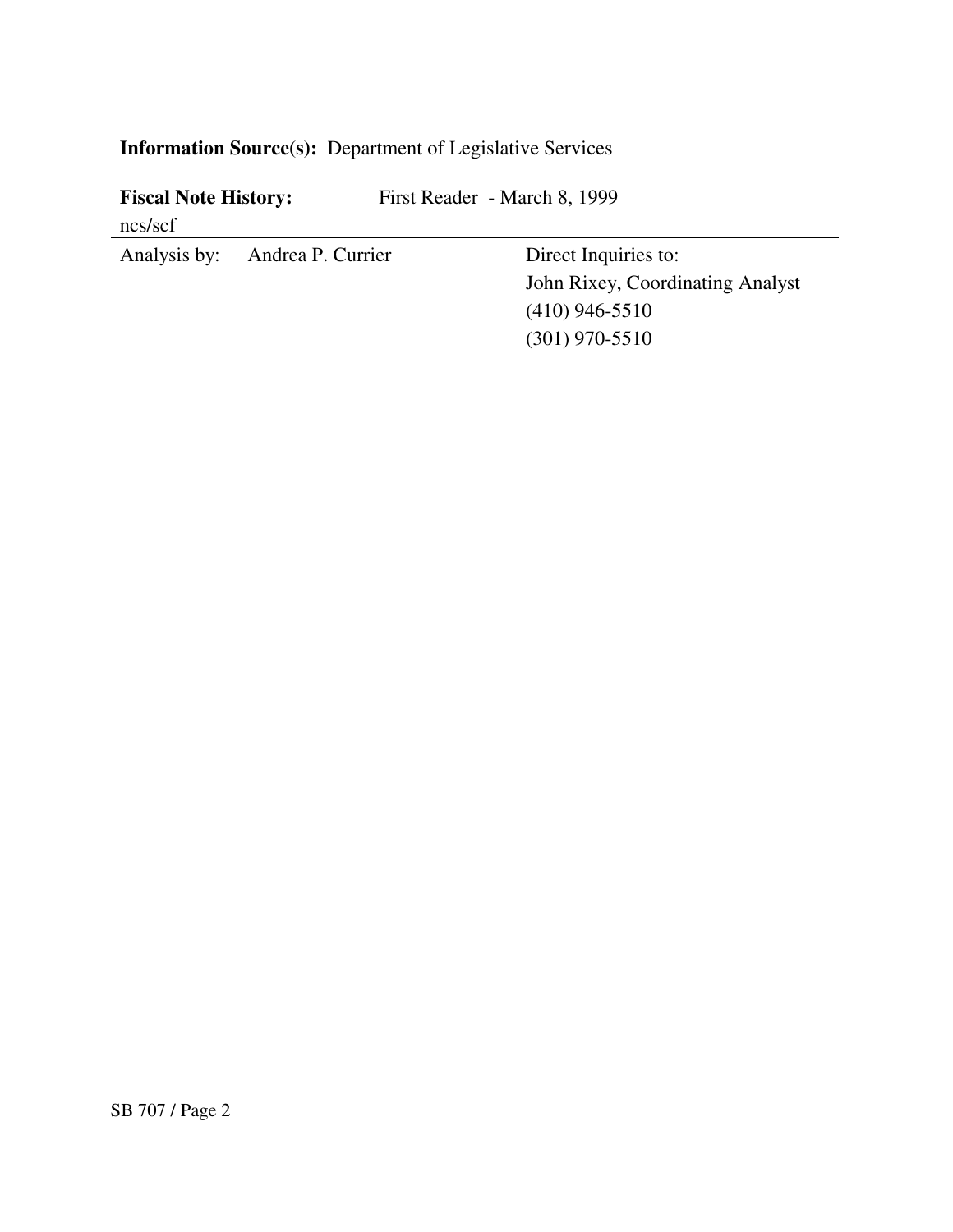**Information Source(s):** Department of Legislative Services

**Fiscal Note History:** First Reader - March 8, 1999

ncs/scf

---

Analysis by: Andrea P. Currier

Direct Inquiries to:
John Rixey, Coordinating Analyst
(410) 946-5510
(301) 970-5510